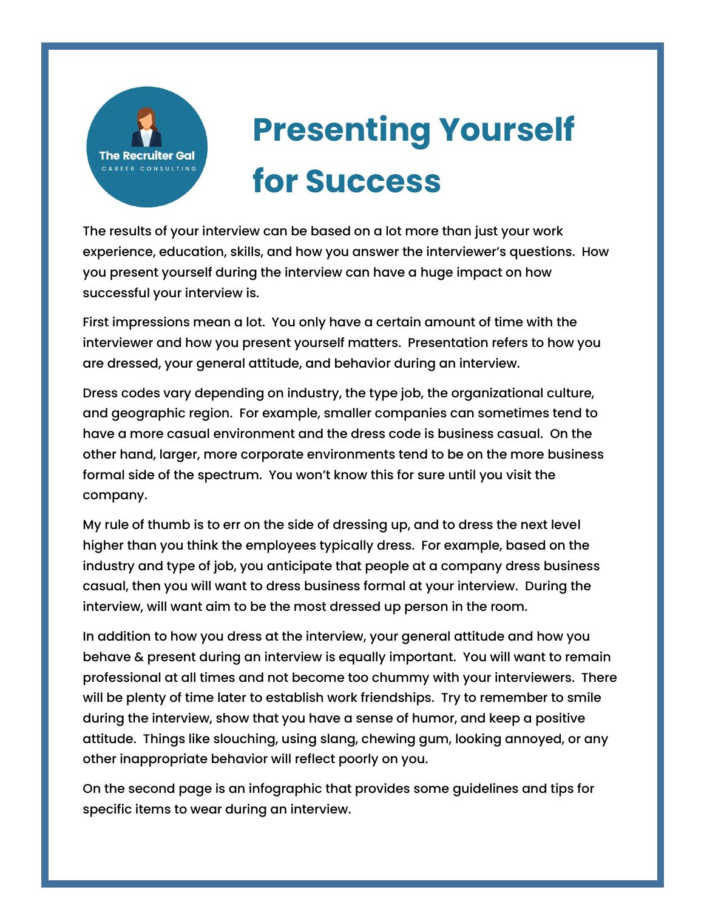The Recruiter Gal
CAREER CONSULTING

# Presenting Yourself for Success

The results of your interview can be based on a lot more than just your work experience, education, skills, and how you answer the interviewer's questions. How you present yourself during the interview can have a huge impact on how successful your interview is.

First impressions mean a lot. You only have a certain amount of time with the interviewer and how you present yourself matters. Presentation refers to how you are dressed, your general attitude, and behavior during an interview.

Dress codes vary depending on industry, the type job, the organizational culture, and geographic region. For example, smaller companies can sometimes tend to have a more casual environment and the dress code is business casual. On the other hand, larger, more corporate environments tend to be on the more business formal side of the spectrum. You won't know this for sure until you visit the company.

My rule of thumb is to err on the side of dressing up, and to dress the next level higher than you think the employees typically dress. For example, based on the industry and type of job, you anticipate that people at a company dress business casual, then you will want to dress business formal at your interview. During the interview, will want aim to be the most dressed up person in the room.

In addition to how you dress at the interview, your general attitude and how you behave & present during an interview is equally important. You will want to remain professional at all times and not become too chummy with your interviewers. There will be plenty of time later to establish work friendships. Try to remember to smile during the interview, show that you have a sense of humor, and keep a positive attitude. Things like slouching, using slang, chewing gum, looking annoyed, or any other inappropriate behavior will reflect poorly on you.

On the second page is an infographic that provides some guidelines and tips for specific items to wear during an interview.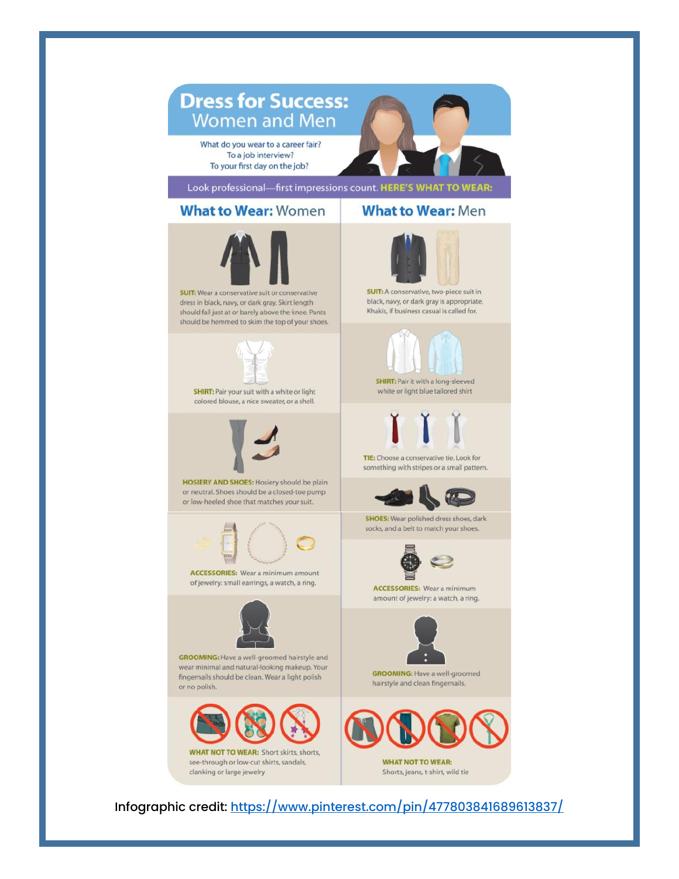# Dress for Success: Women and Men

What do you wear to a career fair?
To a job interview?
To your first day on the job?

Look professional—first impressions count. **HERE'S WHAT TO WEAR:**

## What to Wear: Women

**SUIT:** Wear a conservative suit or conservative dress in black, navy, or dark gray. Skirt length should fall just at or barely above the knee. Pants should be hemmed to skim the top of your shoes.

**SHIRT:** Pair your suit with a white or light colored blouse, a nice sweater, or a shell.

**HOSIERY AND SHOES:** Hosiery should be plain or neutral. Shoes should be a closed-toe pump or low-heeled shoe that matches your suit.

**ACCESSORIES:** Wear a minimum amount of jewelry: small earrings, a watch, a ring.

**GROOMING:** Have a well-groomed hairstyle and wear minimal and natural-looking makeup. Your fingernails should be clean. Wear a light polish or no polish.

**WHAT NOT TO WEAR:** Short skirts, shorts, see-through or low-cut shirts, sandals, clanking or large jewelry

## What to Wear: Men

**SUIT:** A conservative, two-piece suit in black, navy, or dark gray is appropriate. Khakis, if business casual is called for.

**SHIRT:** Pair it with a long-sleeved white or light blue tailored shirt

**TIE:** Choose a conservative tie. Look for something with stripes or a small pattern.

**SHOES:** Wear polished dress shoes, dark socks, and a belt to match your shoes.

**ACCESSORIES:** Wear a minimum amount of jewelry: a watch, a ring.

**GROOMING:** Have a well-groomed hairstyle and clean fingernails.

**WHAT NOT TO WEAR:** Shorts, jeans, t-shirt, wild tie

Infographic credit: [https://www.pinterest.com/pin/477803841689613837/](https://www.pinterest.com/pin/477803841689613837/)